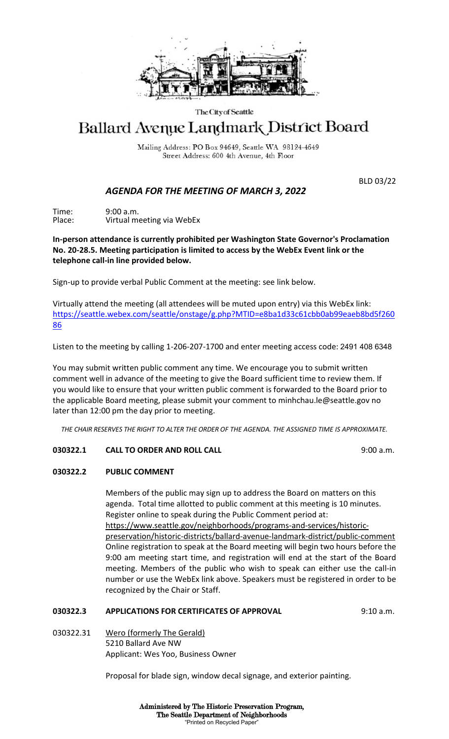The City of Seattle

# Ballard Avenue Landmark District Board

Mailing Address: PO Box 94649, Seattle WA 98124-4649
Street Address: 600 4th Avenue, 4th Floor

BLD 03/22

## *AGENDA FOR THE MEETING OF MARCH 3, 2022*

Time: 9:00 a.m.
Place: Virtual meeting via WebEx

**In-person attendance is currently prohibited per Washington State Governor's Proclamation No. 20-28.5. Meeting participation is limited to access by the WebEx Event link or the telephone call-in line provided below.**

Sign-up to provide verbal Public Comment at the meeting: see link below.

Virtually attend the meeting (all attendees will be muted upon entry) via this WebEx link: https://seattle.webex.com/seattle/onstage/g.php?MTID=e8ba1d33c61cbb0ab99eaeb8bd5f26086

Listen to the meeting by calling 1-206-207-1700 and enter meeting access code: 2491 408 6348

You may submit written public comment any time. We encourage you to submit written comment well in advance of the meeting to give the Board sufficient time to review them. If you would like to ensure that your written public comment is forwarded to the Board prior to the applicable Board meeting, please submit your comment to minhchau.le@seattle.gov no later than 12:00 pm the day prior to meeting.

*THE CHAIR RESERVES THE RIGHT TO ALTER THE ORDER OF THE AGENDA. THE ASSIGNED TIME IS APPROXIMATE.*

**030322.1 CALL TO ORDER AND ROLL CALL** 9:00 a.m.

**030322.2 PUBLIC COMMENT**

Members of the public may sign up to address the Board on matters on this agenda. Total time allotted to public comment at this meeting is 10 minutes. Register online to speak during the Public Comment period at: https://www.seattle.gov/neighborhoods/programs-and-services/historic-preservation/historic-districts/ballard-avenue-landmark-district/public-comment Online registration to speak at the Board meeting will begin two hours before the 9:00 am meeting start time, and registration will end at the start of the Board meeting. Members of the public who wish to speak can either use the call-in number or use the WebEx link above. Speakers must be registered in order to be recognized by the Chair or Staff.

**030322.3 APPLICATIONS FOR CERTIFICATES OF APPROVAL** 9:10 a.m.

030322.31 Wero (formerly The Gerald)
5210 Ballard Ave NW
Applicant: Wes Yoo, Business Owner

Proposal for blade sign, window decal signage, and exterior painting.

Administered by The Historic Preservation Program,
The Seattle Department of Neighborhoods
"Printed on Recycled Paper"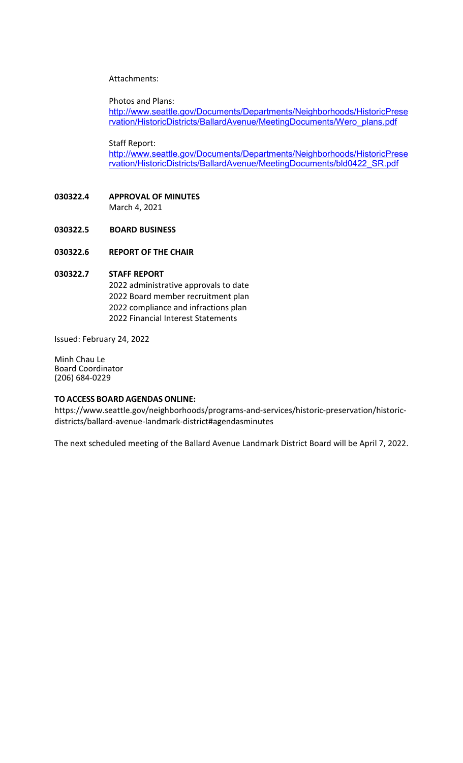Attachments:

Photos and Plans:
http://www.seattle.gov/Documents/Departments/Neighborhoods/HistoricPreservation/HistoricDistricts/BallardAvenue/MeetingDocuments/Wero_plans.pdf

Staff Report:
http://www.seattle.gov/Documents/Departments/Neighborhoods/HistoricPreservation/HistoricDistricts/BallardAvenue/MeetingDocuments/bld0422_SR.pdf

**030322.4 APPROVAL OF MINUTES**
March 4, 2021

**030322.5 BOARD BUSINESS**

**030322.6 REPORT OF THE CHAIR**

**030322.7 STAFF REPORT**
2022 administrative approvals to date
2022 Board member recruitment plan
2022 compliance and infractions plan
2022 Financial Interest Statements

Issued: February 24, 2022

Minh Chau Le
Board Coordinator
(206) 684-0229

**TO ACCESS BOARD AGENDAS ONLINE:**
https://www.seattle.gov/neighborhoods/programs-and-services/historic-preservation/historic-districts/ballard-avenue-landmark-district#agendasminutes

The next scheduled meeting of the Ballard Avenue Landmark District Board will be April 7, 2022.